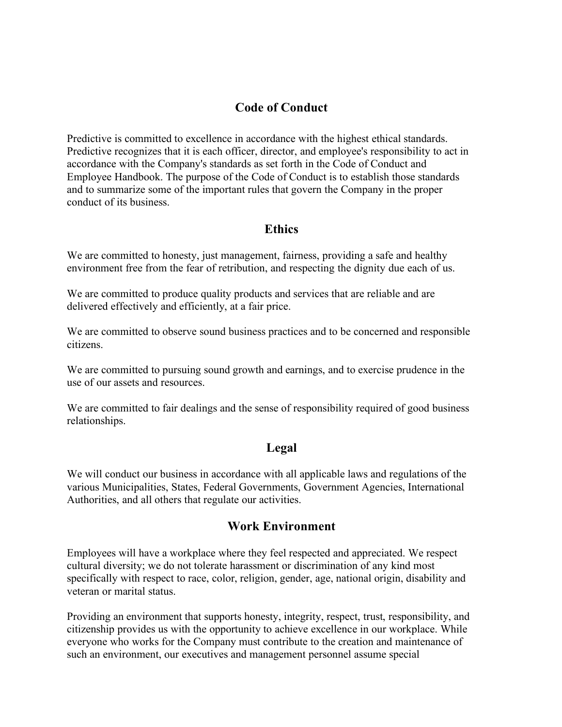# Code of Conduct

Predictive is committed to excellence in accordance with the highest ethical standards. Predictive recognizes that it is each officer, director, and employee's responsibility to act in accordance with the Company's standards as set forth in the Code of Conduct and Employee Handbook. The purpose of the Code of Conduct is to establish those standards and to summarize some of the important rules that govern the Company in the proper conduct of its business.

## Ethics

We are committed to honesty, just management, fairness, providing a safe and healthy environment free from the fear of retribution, and respecting the dignity due each of us.

We are committed to produce quality products and services that are reliable and are delivered effectively and efficiently, at a fair price.

We are committed to observe sound business practices and to be concerned and responsible citizens.

We are committed to pursuing sound growth and earnings, and to exercise prudence in the use of our assets and resources.

We are committed to fair dealings and the sense of responsibility required of good business relationships.

## Legal

We will conduct our business in accordance with all applicable laws and regulations of the various Municipalities, States, Federal Governments, Government Agencies, International Authorities, and all others that regulate our activities.

## Work Environment

Employees will have a workplace where they feel respected and appreciated. We respect cultural diversity; we do not tolerate harassment or discrimination of any kind most specifically with respect to race, color, religion, gender, age, national origin, disability and veteran or marital status.

Providing an environment that supports honesty, integrity, respect, trust, responsibility, and citizenship provides us with the opportunity to achieve excellence in our workplace. While everyone who works for the Company must contribute to the creation and maintenance of such an environment, our executives and management personnel assume special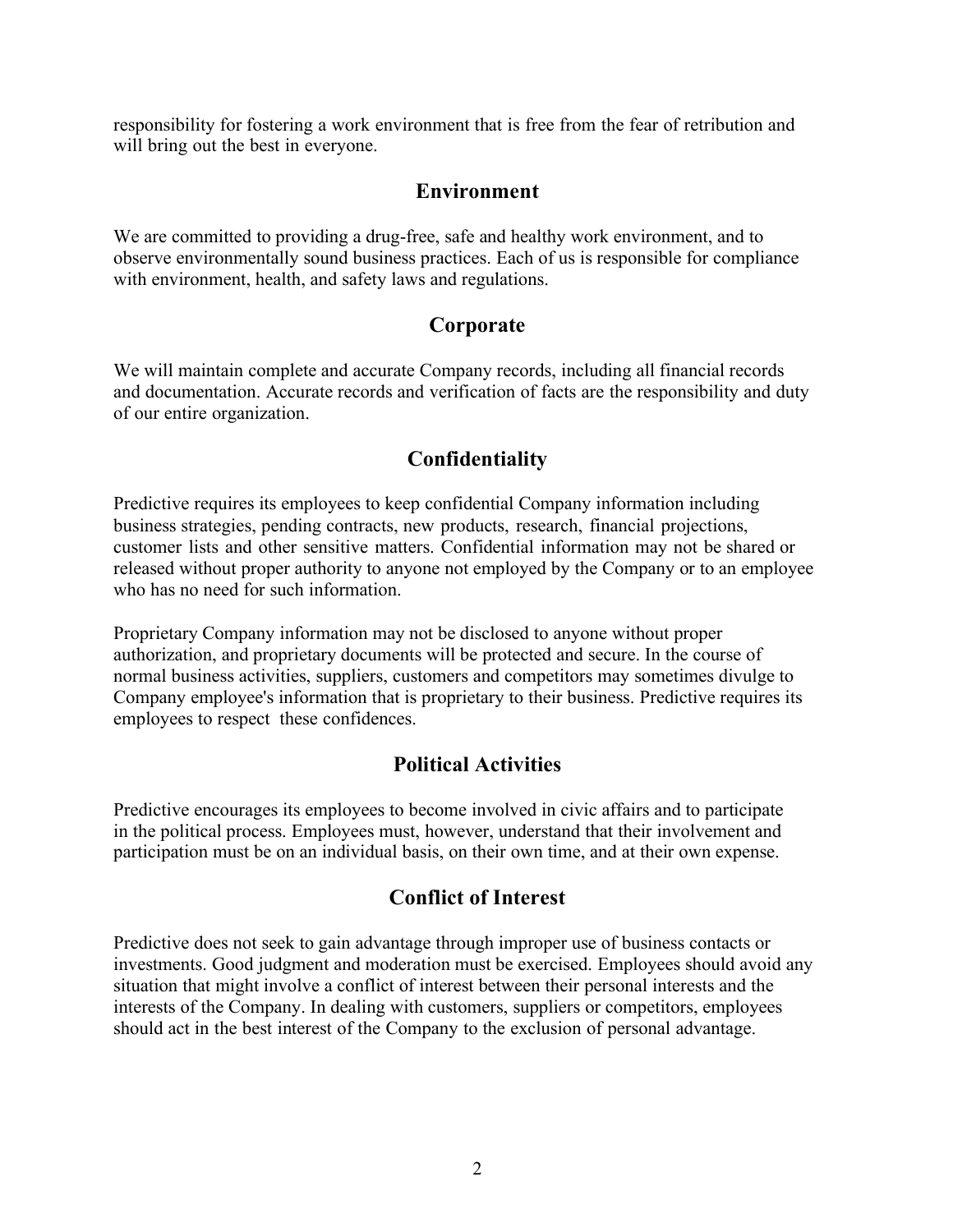responsibility for fostering a work environment that is free from the fear of retribution and will bring out the best in everyone.

## Environment

We are committed to providing a drug-free, safe and healthy work environment, and to observe environmentally sound business practices. Each of us is responsible for compliance with environment, health, and safety laws and regulations.

## Corporate

We will maintain complete and accurate Company records, including all financial records and documentation. Accurate records and verification of facts are the responsibility and duty of our entire organization.

## Confidentiality

Predictive requires its employees to keep confidential Company information including business strategies, pending contracts, new products, research, financial projections, customer lists and other sensitive matters. Confidential information may not be shared or released without proper authority to anyone not employed by the Company or to an employee who has no need for such information.

Proprietary Company information may not be disclosed to anyone without proper authorization, and proprietary documents will be protected and secure. In the course of normal business activities, suppliers, customers and competitors may sometimes divulge to Company employee's information that is proprietary to their business. Predictive requires its employees to respect these confidences.

## Political Activities

Predictive encourages its employees to become involved in civic affairs and to participate in the political process. Employees must, however, understand that their involvement and participation must be on an individual basis, on their own time, and at their own expense.

## Conflict of Interest

Predictive does not seek to gain advantage through improper use of business contacts or investments. Good judgment and moderation must be exercised. Employees should avoid any situation that might involve a conflict of interest between their personal interests and the interests of the Company. In dealing with customers, suppliers or competitors, employees should act in the best interest of the Company to the exclusion of personal advantage.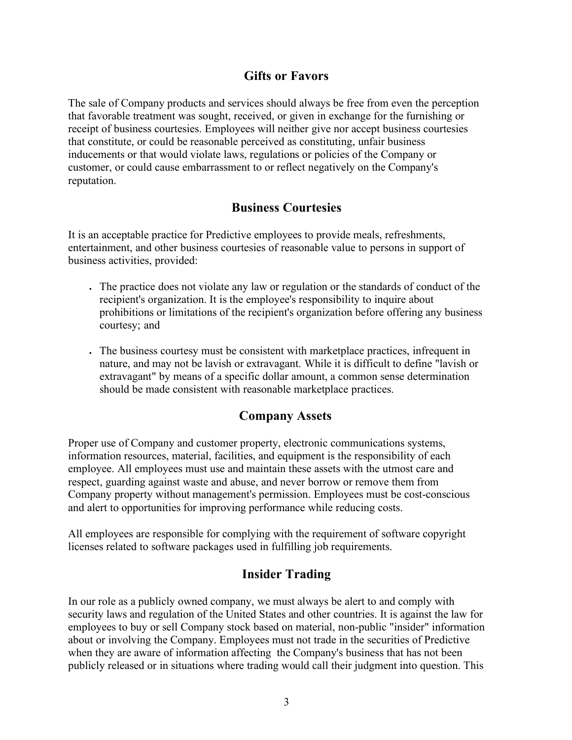## Gifts or Favors

The sale of Company products and services should always be free from even the perception that favorable treatment was sought, received, or given in exchange for the furnishing or receipt of business courtesies. Employees will neither give nor accept business courtesies that constitute, or could be reasonable perceived as constituting, unfair business inducements or that would violate laws, regulations or policies of the Company or customer, or could cause embarrassment to or reflect negatively on the Company's reputation.

## Business Courtesies

It is an acceptable practice for Predictive employees to provide meals, refreshments, entertainment, and other business courtesies of reasonable value to persons in support of business activities, provided:

- The practice does not violate any law or regulation or the standards of conduct of the recipient's organization. It is the employee's responsibility to inquire about prohibitions or limitations of the recipient's organization before offering any business courtesy; and
- The business courtesy must be consistent with marketplace practices, infrequent in nature, and may not be lavish or extravagant. While it is difficult to define "lavish or extravagant" by means of a specific dollar amount, a common sense determination should be made consistent with reasonable marketplace practices.

## Company Assets

Proper use of Company and customer property, electronic communications systems, information resources, material, facilities, and equipment is the responsibility of each employee. All employees must use and maintain these assets with the utmost care and respect, guarding against waste and abuse, and never borrow or remove them from Company property without management's permission. Employees must be cost-conscious and alert to opportunities for improving performance while reducing costs.

All employees are responsible for complying with the requirement of software copyright licenses related to software packages used in fulfilling job requirements.

## Insider Trading

In our role as a publicly owned company, we must always be alert to and comply with security laws and regulation of the United States and other countries. It is against the law for employees to buy or sell Company stock based on material, non-public "insider" information about or involving the Company. Employees must not trade in the securities of Predictive when they are aware of information affecting the Company's business that has not been publicly released or in situations where trading would call their judgment into question. This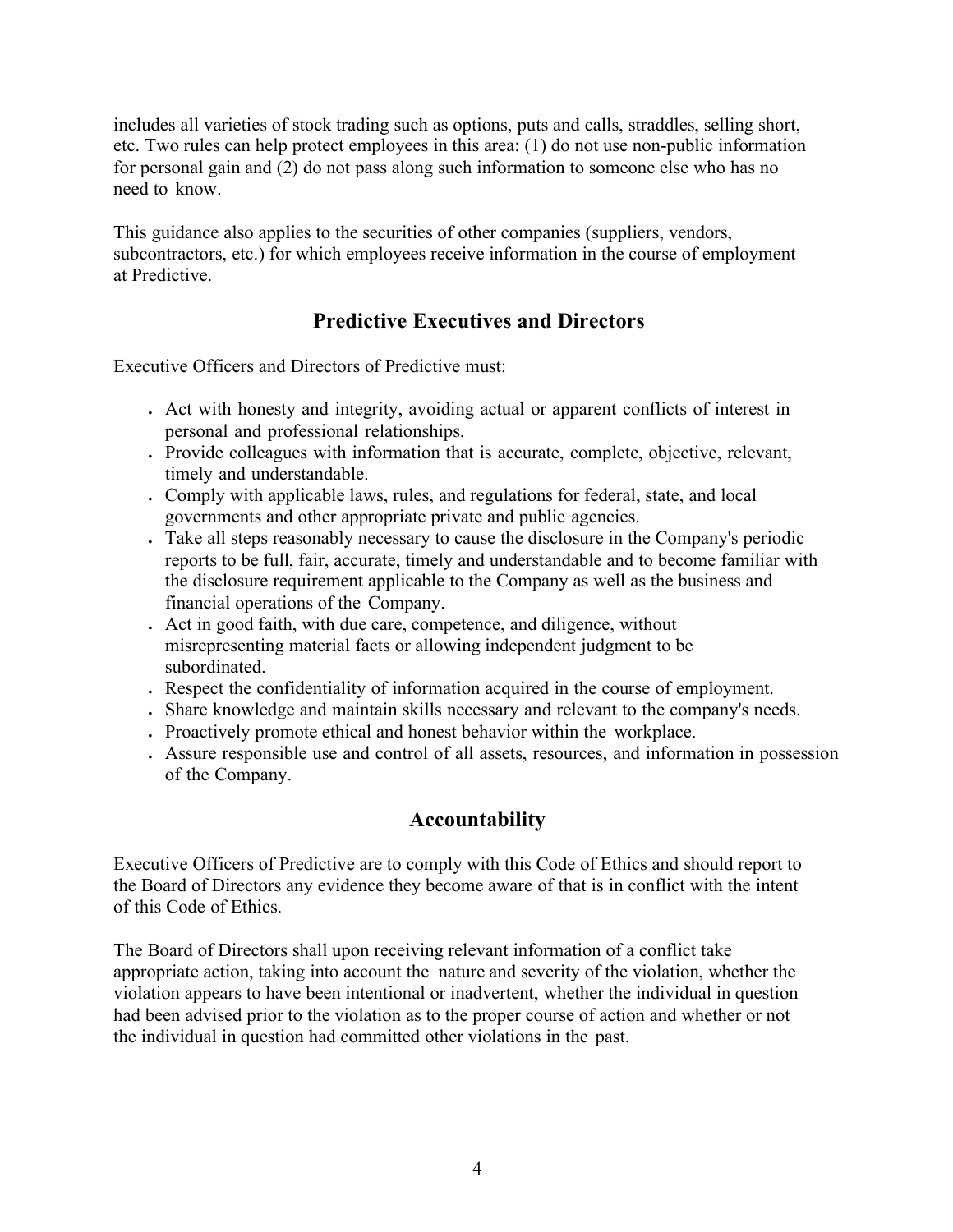includes all varieties of stock trading such as options, puts and calls, straddles, selling short, etc. Two rules can help protect employees in this area: (1) do not use non-public information for personal gain and (2) do not pass along such information to someone else who has no need to know.

This guidance also applies to the securities of other companies (suppliers, vendors, subcontractors, etc.) for which employees receive information in the course of employment at Predictive.

## Predictive Executives and Directors

Executive Officers and Directors of Predictive must:

- Act with honesty and integrity, avoiding actual or apparent conflicts of interest in personal and professional relationships.
- Provide colleagues with information that is accurate, complete, objective, relevant, timely and understandable.
- Comply with applicable laws, rules, and regulations for federal, state, and local governments and other appropriate private and public agencies.
- Take all steps reasonably necessary to cause the disclosure in the Company's periodic reports to be full, fair, accurate, timely and understandable and to become familiar with the disclosure requirement applicable to the Company as well as the business and financial operations of the Company.
- Act in good faith, with due care, competence, and diligence, without misrepresenting material facts or allowing independent judgment to be subordinated.
- Respect the confidentiality of information acquired in the course of employment.
- Share knowledge and maintain skills necessary and relevant to the company's needs.
- Proactively promote ethical and honest behavior within the workplace.
- Assure responsible use and control of all assets, resources, and information in possession of the Company.

## Accountability

Executive Officers of Predictive are to comply with this Code of Ethics and should report to the Board of Directors any evidence they become aware of that is in conflict with the intent of this Code of Ethics.

The Board of Directors shall upon receiving relevant information of a conflict take appropriate action, taking into account the nature and severity of the violation, whether the violation appears to have been intentional or inadvertent, whether the individual in question had been advised prior to the violation as to the proper course of action and whether or not the individual in question had committed other violations in the past.